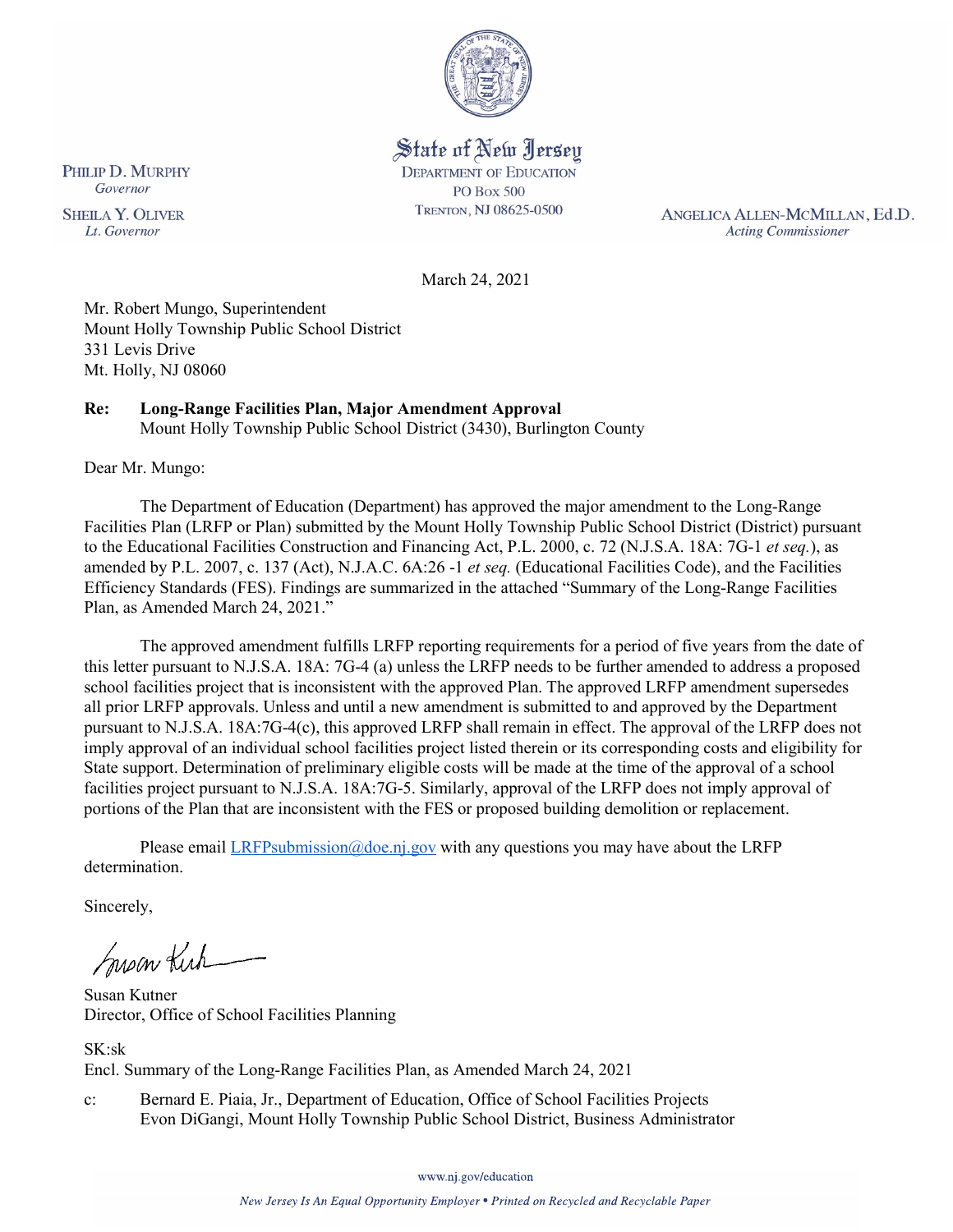State of New Jersey
DEPARTMENT OF EDUCATION
PO Box 500
TRENTON, NJ 08625-0500

PHILIP D. MURPHY
*Governor*

SHEILA Y. OLIVER
*Lt. Governor*

ANGELICA ALLEN-MCMILLAN, Ed.D.
*Acting Commissioner*

March 24, 2021

Mr. Robert Mungo, Superintendent
Mount Holly Township Public School District
331 Levis Drive
Mt. Holly, NJ 08060

**Re: Long-Range Facilities Plan, Major Amendment Approval**
Mount Holly Township Public School District (3430), Burlington County

Dear Mr. Mungo:

The Department of Education (Department) has approved the major amendment to the Long-Range Facilities Plan (LRFP or Plan) submitted by the Mount Holly Township Public School District (District) pursuant to the Educational Facilities Construction and Financing Act, P.L. 2000, c. 72 (N.J.S.A. 18A: 7G-1 *et seq.*), as amended by P.L. 2007, c. 137 (Act), N.J.A.C. 6A:26 -1 *et seq.* (Educational Facilities Code), and the Facilities Efficiency Standards (FES). Findings are summarized in the attached "Summary of the Long-Range Facilities Plan, as Amended March 24, 2021."

The approved amendment fulfills LRFP reporting requirements for a period of five years from the date of this letter pursuant to N.J.S.A. 18A: 7G-4 (a) unless the LRFP needs to be further amended to address a proposed school facilities project that is inconsistent with the approved Plan. The approved LRFP amendment supersedes all prior LRFP approvals. Unless and until a new amendment is submitted to and approved by the Department pursuant to N.J.S.A. 18A:7G-4(c), this approved LRFP shall remain in effect. The approval of the LRFP does not imply approval of an individual school facilities project listed therein or its corresponding costs and eligibility for State support. Determination of preliminary eligible costs will be made at the time of the approval of a school facilities project pursuant to N.J.S.A. 18A:7G-5. Similarly, approval of the LRFP does not imply approval of portions of the Plan that are inconsistent with the FES or proposed building demolition or replacement.

Please email LRFPsubmission@doe.nj.gov with any questions you may have about the LRFP determination.

Sincerely,

Susan Kutner
Director, Office of School Facilities Planning

SK:sk
Encl. Summary of the Long-Range Facilities Plan, as Amended March 24, 2021

c: Bernard E. Piaia, Jr., Department of Education, Office of School Facilities Projects
Evon DiGangi, Mount Holly Township Public School District, Business Administrator

www.nj.gov/education

*New Jersey Is An Equal Opportunity Employer • Printed on Recycled and Recyclable Paper*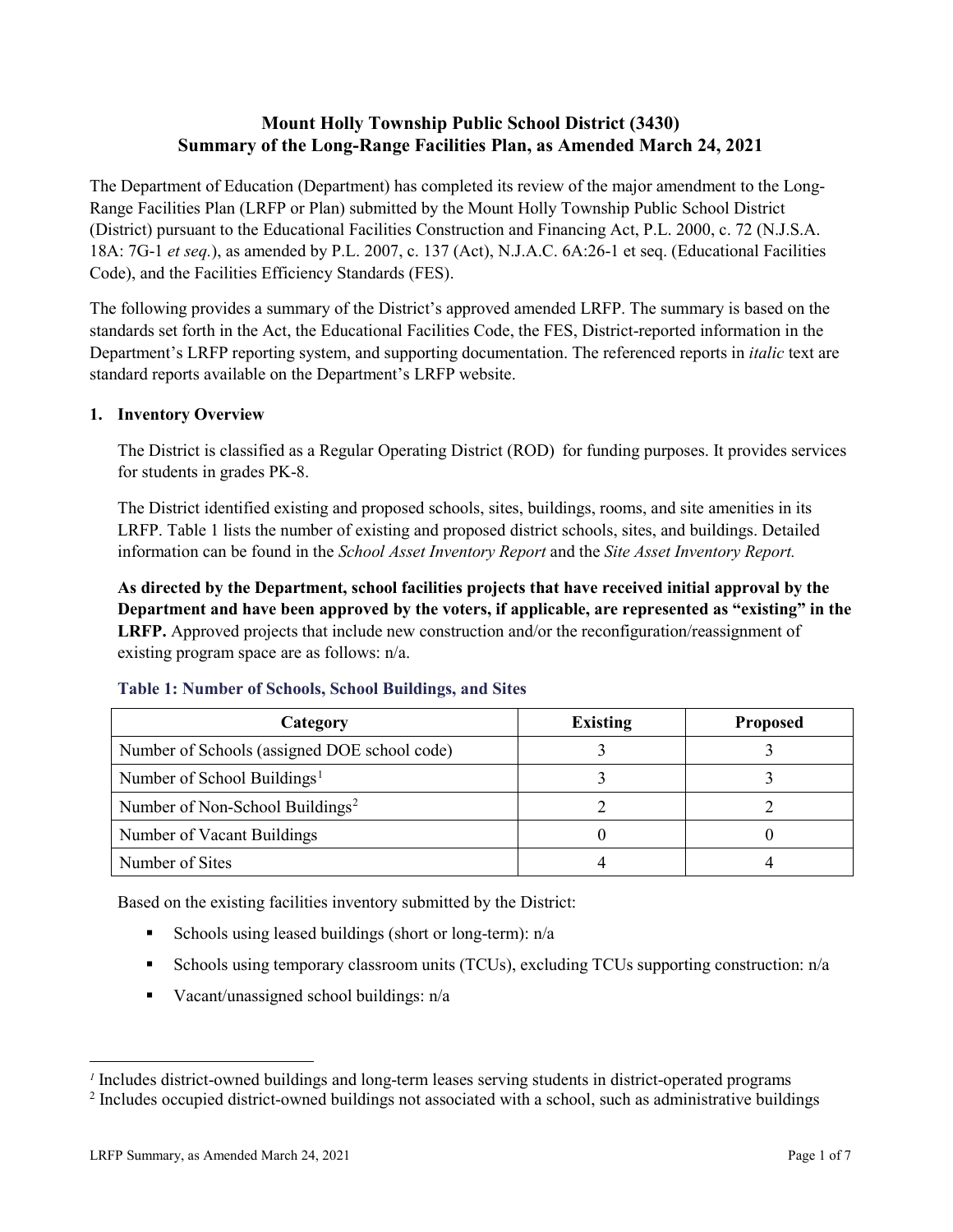# Mount Holly Township Public School District (3430)
# Summary of the Long-Range Facilities Plan, as Amended March 24, 2021

The Department of Education (Department) has completed its review of the major amendment to the Long-Range Facilities Plan (LRFP or Plan) submitted by the Mount Holly Township Public School District (District) pursuant to the Educational Facilities Construction and Financing Act, P.L. 2000, c. 72 (N.J.S.A. 18A: 7G-1 *et seq.*), as amended by P.L. 2007, c. 137 (Act), N.J.A.C. 6A:26-1 et seq. (Educational Facilities Code), and the Facilities Efficiency Standards (FES).

The following provides a summary of the District's approved amended LRFP. The summary is based on the standards set forth in the Act, the Educational Facilities Code, the FES, District-reported information in the Department's LRFP reporting system, and supporting documentation. The referenced reports in *italic* text are standard reports available on the Department's LRFP website.

## 1. Inventory Overview

The District is classified as a Regular Operating District (ROD) for funding purposes. It provides services for students in grades PK-8.

The District identified existing and proposed schools, sites, buildings, rooms, and site amenities in its LRFP. Table 1 lists the number of existing and proposed district schools, sites, and buildings. Detailed information can be found in the *School Asset Inventory Report* and the *Site Asset Inventory Report.*

**As directed by the Department, school facilities projects that have received initial approval by the Department and have been approved by the voters, if applicable, are represented as "existing" in the LRFP.** Approved projects that include new construction and/or the reconfiguration/reassignment of existing program space are as follows: n/a.

**Table 1: Number of Schools, School Buildings, and Sites**

| Category | Existing | Proposed |
|---|---|---|
| Number of Schools (assigned DOE school code) | 3 | 3 |
| Number of School Buildings[1] | 3 | 3 |
| Number of Non-School Buildings[2] | 2 | 2 |
| Number of Vacant Buildings | 0 | 0 |
| Number of Sites | 4 | 4 |

Based on the existing facilities inventory submitted by the District:

- Schools using leased buildings (short or long-term): n/a
- Schools using temporary classroom units (TCUs), excluding TCUs supporting construction: n/a
- Vacant/unassigned school buildings: n/a

---

[1] Includes district-owned buildings and long-term leases serving students in district-operated programs

[2] Includes occupied district-owned buildings not associated with a school, such as administrative buildings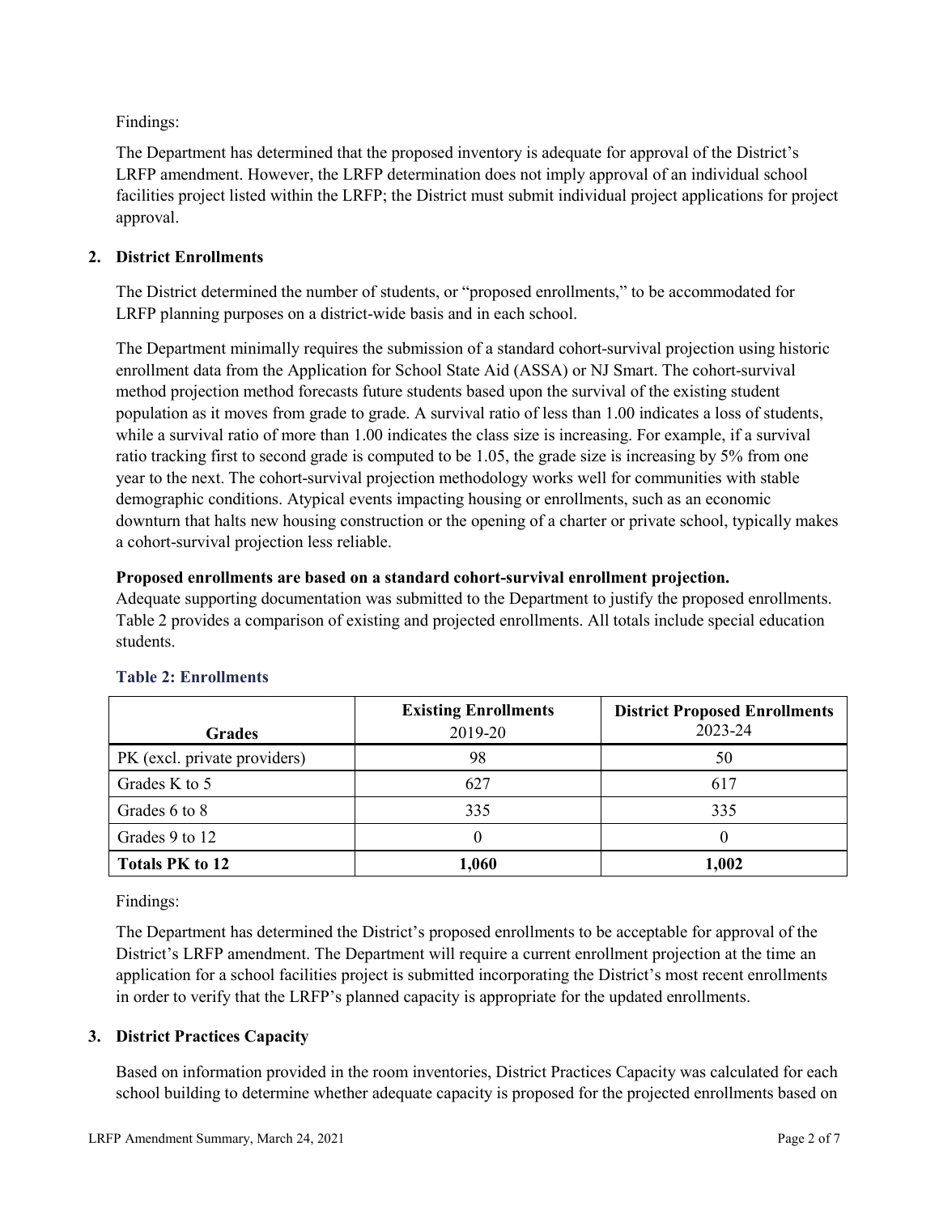Findings:

The Department has determined that the proposed inventory is adequate for approval of the District's LRFP amendment. However, the LRFP determination does not imply approval of an individual school facilities project listed within the LRFP; the District must submit individual project applications for project approval.

## 2. District Enrollments

The District determined the number of students, or "proposed enrollments," to be accommodated for LRFP planning purposes on a district-wide basis and in each school.

The Department minimally requires the submission of a standard cohort-survival projection using historic enrollment data from the Application for School State Aid (ASSA) or NJ Smart. The cohort-survival method projection method forecasts future students based upon the survival of the existing student population as it moves from grade to grade. A survival ratio of less than 1.00 indicates a loss of students, while a survival ratio of more than 1.00 indicates the class size is increasing. For example, if a survival ratio tracking first to second grade is computed to be 1.05, the grade size is increasing by 5% from one year to the next. The cohort-survival projection methodology works well for communities with stable demographic conditions. Atypical events impacting housing or enrollments, such as an economic downturn that halts new housing construction or the opening of a charter or private school, typically makes a cohort-survival projection less reliable.

**Proposed enrollments are based on a standard cohort-survival enrollment projection.**

Adequate supporting documentation was submitted to the Department to justify the proposed enrollments. Table 2 provides a comparison of existing and projected enrollments. All totals include special education students.

### Table 2: Enrollments

| Grades | **Existing Enrollments** 2019-20 | **District Proposed Enrollments** 2023-24 |
|---|---|---|
| PK (excl. private providers) | 98 | 50 |
| Grades K to 5 | 627 | 617 |
| Grades 6 to 8 | 335 | 335 |
| Grades 9 to 12 | 0 | 0 |
| **Totals PK to 12** | **1,060** | **1,002** |

Findings:

The Department has determined the District's proposed enrollments to be acceptable for approval of the District's LRFP amendment. The Department will require a current enrollment projection at the time an application for a school facilities project is submitted incorporating the District's most recent enrollments in order to verify that the LRFP's planned capacity is appropriate for the updated enrollments.

## 3. District Practices Capacity

Based on information provided in the room inventories, District Practices Capacity was calculated for each school building to determine whether adequate capacity is proposed for the projected enrollments based on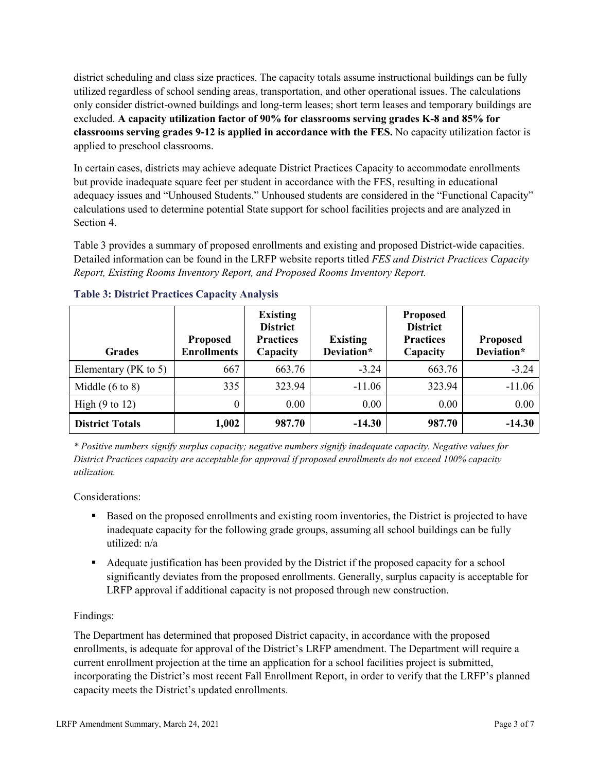district scheduling and class size practices. The capacity totals assume instructional buildings can be fully utilized regardless of school sending areas, transportation, and other operational issues. The calculations only consider district-owned buildings and long-term leases; short term leases and temporary buildings are excluded. **A capacity utilization factor of 90% for classrooms serving grades K-8 and 85% for classrooms serving grades 9-12 is applied in accordance with the FES.** No capacity utilization factor is applied to preschool classrooms.

In certain cases, districts may achieve adequate District Practices Capacity to accommodate enrollments but provide inadequate square feet per student in accordance with the FES, resulting in educational adequacy issues and "Unhoused Students." Unhoused students are considered in the "Functional Capacity" calculations used to determine potential State support for school facilities projects and are analyzed in Section 4.

Table 3 provides a summary of proposed enrollments and existing and proposed District-wide capacities. Detailed information can be found in the LRFP website reports titled *FES and District Practices Capacity Report, Existing Rooms Inventory Report, and Proposed Rooms Inventory Report.*

### Table 3: District Practices Capacity Analysis

| Grades | Proposed Enrollments | Existing District Practices Capacity | Existing Deviation* | Proposed District Practices Capacity | Proposed Deviation* |
|---|---|---|---|---|---|
| Elementary (PK to 5) | 667 | 663.76 | -3.24 | 663.76 | -3.24 |
| Middle (6 to 8) | 335 | 323.94 | -11.06 | 323.94 | -11.06 |
| High (9 to 12) | 0 | 0.00 | 0.00 | 0.00 | 0.00 |
| **District Totals** | **1,002** | **987.70** | **-14.30** | **987.70** | **-14.30** |

*\* Positive numbers signify surplus capacity; negative numbers signify inadequate capacity. Negative values for District Practices capacity are acceptable for approval if proposed enrollments do not exceed 100% capacity utilization.*

Considerations:

- Based on the proposed enrollments and existing room inventories, the District is projected to have inadequate capacity for the following grade groups, assuming all school buildings can be fully utilized: n/a
- Adequate justification has been provided by the District if the proposed capacity for a school significantly deviates from the proposed enrollments. Generally, surplus capacity is acceptable for LRFP approval if additional capacity is not proposed through new construction.

Findings:

The Department has determined that proposed District capacity, in accordance with the proposed enrollments, is adequate for approval of the District's LRFP amendment. The Department will require a current enrollment projection at the time an application for a school facilities project is submitted, incorporating the District's most recent Fall Enrollment Report, in order to verify that the LRFP's planned capacity meets the District's updated enrollments.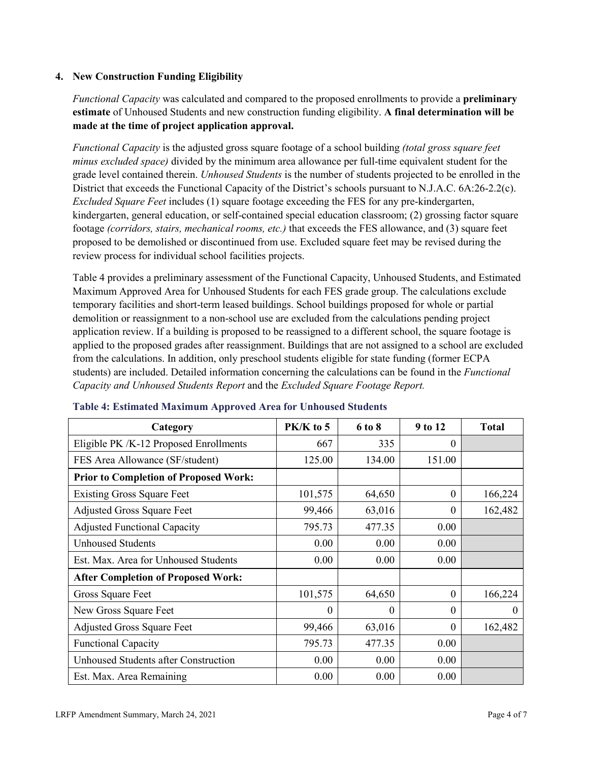### 4. New Construction Funding Eligibility

*Functional Capacity* was calculated and compared to the proposed enrollments to provide a **preliminary estimate** of Unhoused Students and new construction funding eligibility. **A final determination will be made at the time of project application approval.**

*Functional Capacity* is the adjusted gross square footage of a school building *(total gross square feet minus excluded space)* divided by the minimum area allowance per full-time equivalent student for the grade level contained therein. *Unhoused Students* is the number of students projected to be enrolled in the District that exceeds the Functional Capacity of the District's schools pursuant to N.J.A.C. 6A:26-2.2(c). *Excluded Square Feet* includes (1) square footage exceeding the FES for any pre-kindergarten, kindergarten, general education, or self-contained special education classroom; (2) grossing factor square footage *(corridors, stairs, mechanical rooms, etc.)* that exceeds the FES allowance, and (3) square feet proposed to be demolished or discontinued from use. Excluded square feet may be revised during the review process for individual school facilities projects.

Table 4 provides a preliminary assessment of the Functional Capacity, Unhoused Students, and Estimated Maximum Approved Area for Unhoused Students for each FES grade group. The calculations exclude temporary facilities and short-term leased buildings. School buildings proposed for whole or partial demolition or reassignment to a non-school use are excluded from the calculations pending project application review. If a building is proposed to be reassigned to a different school, the square footage is applied to the proposed grades after reassignment. Buildings that are not assigned to a school are excluded from the calculations. In addition, only preschool students eligible for state funding (former ECPA students) are included. Detailed information concerning the calculations can be found in the *Functional Capacity and Unhoused Students Report* and the *Excluded Square Footage Report.*

**Table 4: Estimated Maximum Approved Area for Unhoused Students**

| Category | PK/K to 5 | 6 to 8 | 9 to 12 | Total |
|---|---|---|---|---|
| Eligible PK /K-12 Proposed Enrollments | 667 | 335 | 0 | |
| FES Area Allowance (SF/student) | 125.00 | 134.00 | 151.00 | |
| **Prior to Completion of Proposed Work:** | | | | |
| Existing Gross Square Feet | 101,575 | 64,650 | 0 | 166,224 |
| Adjusted Gross Square Feet | 99,466 | 63,016 | 0 | 162,482 |
| Adjusted Functional Capacity | 795.73 | 477.35 | 0.00 | |
| Unhoused Students | 0.00 | 0.00 | 0.00 | |
| Est. Max. Area for Unhoused Students | 0.00 | 0.00 | 0.00 | |
| **After Completion of Proposed Work:** | | | | |
| Gross Square Feet | 101,575 | 64,650 | 0 | 166,224 |
| New Gross Square Feet | 0 | 0 | 0 | 0 |
| Adjusted Gross Square Feet | 99,466 | 63,016 | 0 | 162,482 |
| Functional Capacity | 795.73 | 477.35 | 0.00 | |
| Unhoused Students after Construction | 0.00 | 0.00 | 0.00 | |
| Est. Max. Area Remaining | 0.00 | 0.00 | 0.00 | |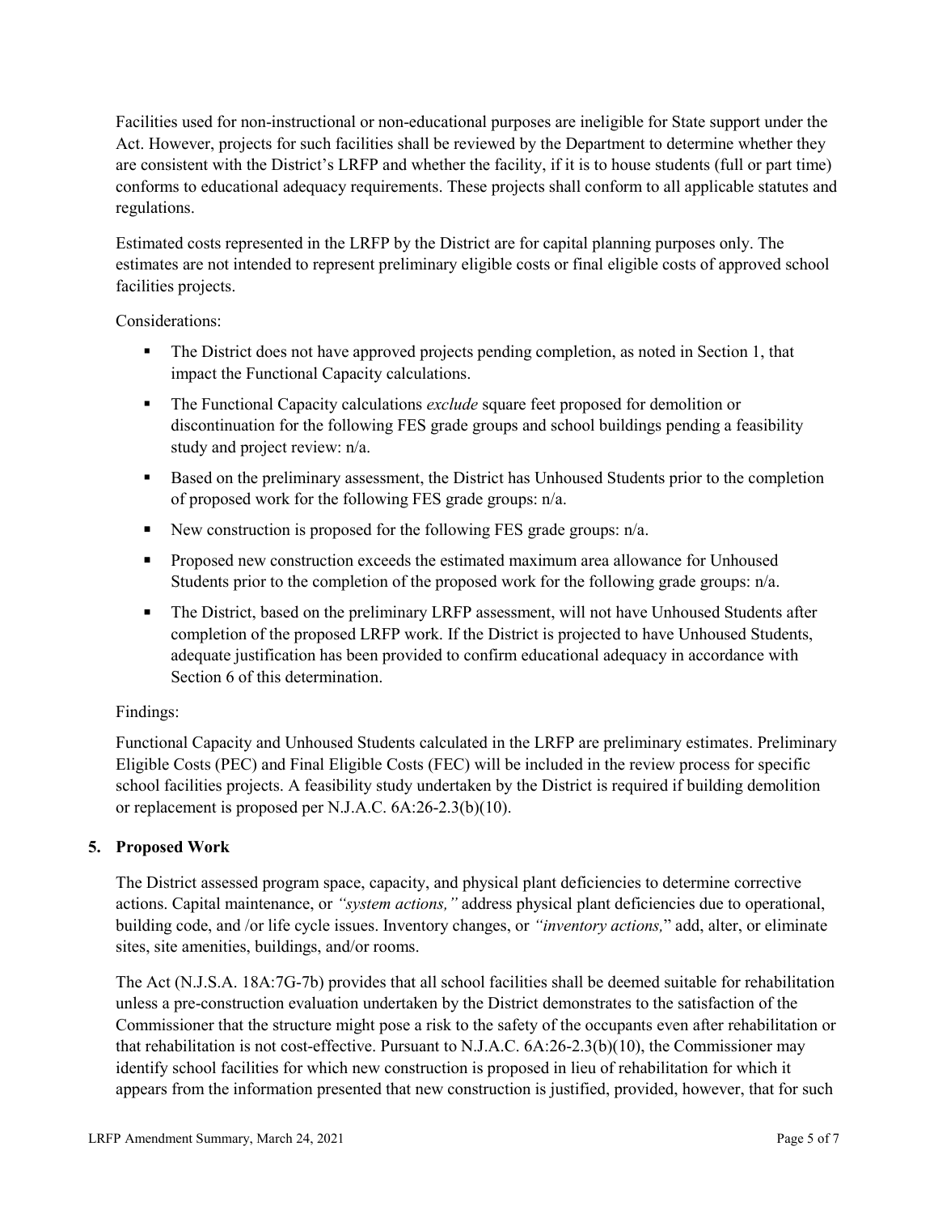Facilities used for non-instructional or non-educational purposes are ineligible for State support under the Act. However, projects for such facilities shall be reviewed by the Department to determine whether they are consistent with the District's LRFP and whether the facility, if it is to house students (full or part time) conforms to educational adequacy requirements. These projects shall conform to all applicable statutes and regulations.

Estimated costs represented in the LRFP by the District are for capital planning purposes only. The estimates are not intended to represent preliminary eligible costs or final eligible costs of approved school facilities projects.

Considerations:

- The District does not have approved projects pending completion, as noted in Section 1, that impact the Functional Capacity calculations.
- The Functional Capacity calculations *exclude* square feet proposed for demolition or discontinuation for the following FES grade groups and school buildings pending a feasibility study and project review: n/a.
- Based on the preliminary assessment, the District has Unhoused Students prior to the completion of proposed work for the following FES grade groups: n/a.
- New construction is proposed for the following FES grade groups: n/a.
- Proposed new construction exceeds the estimated maximum area allowance for Unhoused Students prior to the completion of the proposed work for the following grade groups: n/a.
- The District, based on the preliminary LRFP assessment, will not have Unhoused Students after completion of the proposed LRFP work. If the District is projected to have Unhoused Students, adequate justification has been provided to confirm educational adequacy in accordance with Section 6 of this determination.

Findings:

Functional Capacity and Unhoused Students calculated in the LRFP are preliminary estimates. Preliminary Eligible Costs (PEC) and Final Eligible Costs (FEC) will be included in the review process for specific school facilities projects. A feasibility study undertaken by the District is required if building demolition or replacement is proposed per N.J.A.C. 6A:26-2.3(b)(10).

## 5. Proposed Work

The District assessed program space, capacity, and physical plant deficiencies to determine corrective actions. Capital maintenance, or *"system actions,"* address physical plant deficiencies due to operational, building code, and /or life cycle issues. Inventory changes, or *"inventory actions,"* add, alter, or eliminate sites, site amenities, buildings, and/or rooms.

The Act (N.J.S.A. 18A:7G-7b) provides that all school facilities shall be deemed suitable for rehabilitation unless a pre-construction evaluation undertaken by the District demonstrates to the satisfaction of the Commissioner that the structure might pose a risk to the safety of the occupants even after rehabilitation or that rehabilitation is not cost-effective. Pursuant to N.J.A.C. 6A:26-2.3(b)(10), the Commissioner may identify school facilities for which new construction is proposed in lieu of rehabilitation for which it appears from the information presented that new construction is justified, provided, however, that for such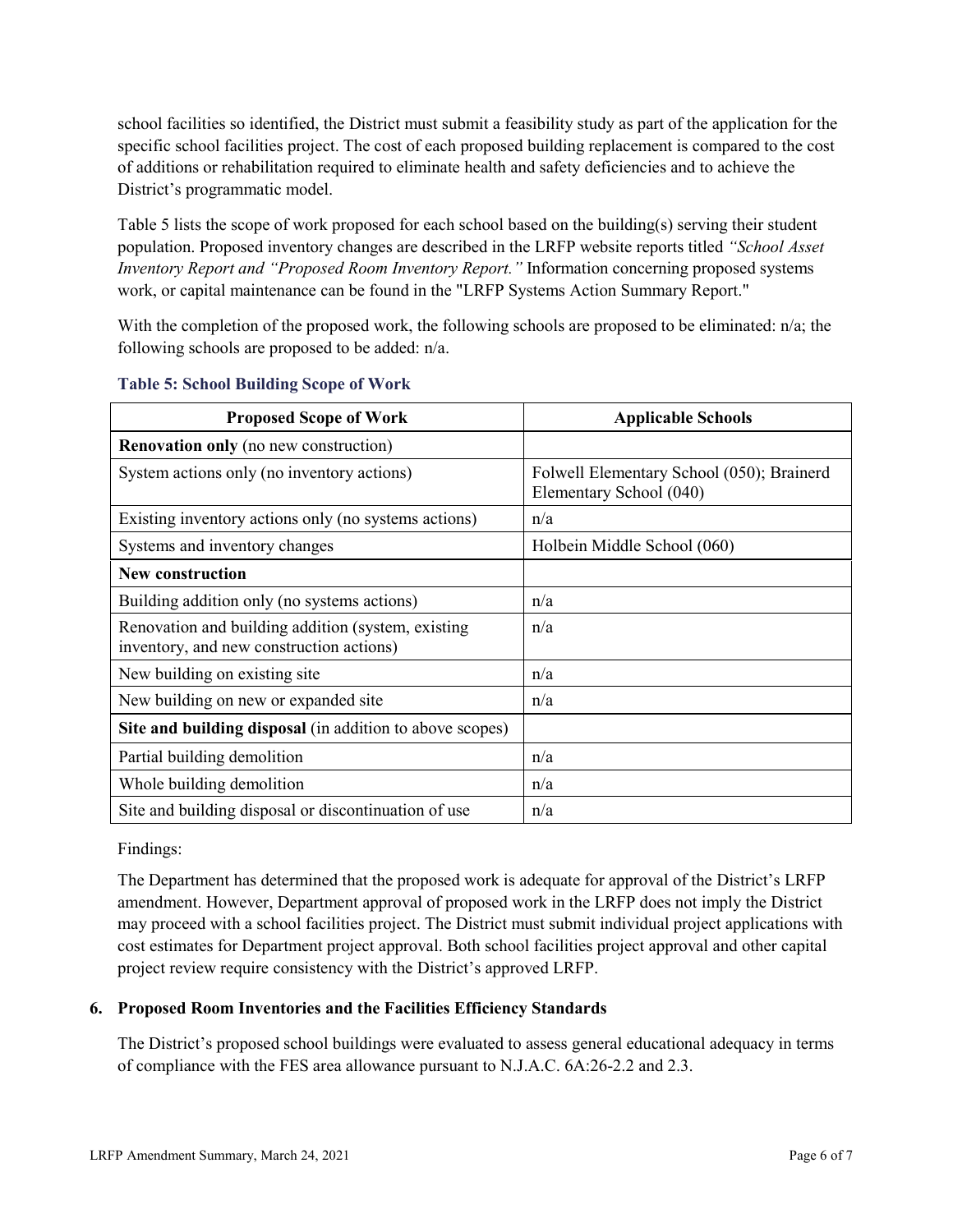school facilities so identified, the District must submit a feasibility study as part of the application for the specific school facilities project. The cost of each proposed building replacement is compared to the cost of additions or rehabilitation required to eliminate health and safety deficiencies and to achieve the District's programmatic model.

Table 5 lists the scope of work proposed for each school based on the building(s) serving their student population. Proposed inventory changes are described in the LRFP website reports titled *"School Asset Inventory Report and "Proposed Room Inventory Report."* Information concerning proposed systems work, or capital maintenance can be found in the "LRFP Systems Action Summary Report."

With the completion of the proposed work, the following schools are proposed to be eliminated: n/a; the following schools are proposed to be added: n/a.

**Table 5: School Building Scope of Work**

| Proposed Scope of Work | Applicable Schools |
|---|---|
| **Renovation only** (no new construction) | |
| System actions only (no inventory actions) | Folwell Elementary School (050); Brainerd Elementary School (040) |
| Existing inventory actions only (no systems actions) | n/a |
| Systems and inventory changes | Holbein Middle School (060) |
| **New construction** | |
| Building addition only (no systems actions) | n/a |
| Renovation and building addition (system, existing inventory, and new construction actions) | n/a |
| New building on existing site | n/a |
| New building on new or expanded site | n/a |
| **Site and building disposal** (in addition to above scopes) | |
| Partial building demolition | n/a |
| Whole building demolition | n/a |
| Site and building disposal or discontinuation of use | n/a |

Findings:

The Department has determined that the proposed work is adequate for approval of the District's LRFP amendment. However, Department approval of proposed work in the LRFP does not imply the District may proceed with a school facilities project. The District must submit individual project applications with cost estimates for Department project approval. Both school facilities project approval and other capital project review require consistency with the District's approved LRFP.

### 6. Proposed Room Inventories and the Facilities Efficiency Standards

The District's proposed school buildings were evaluated to assess general educational adequacy in terms of compliance with the FES area allowance pursuant to N.J.A.C. 6A:26-2.2 and 2.3.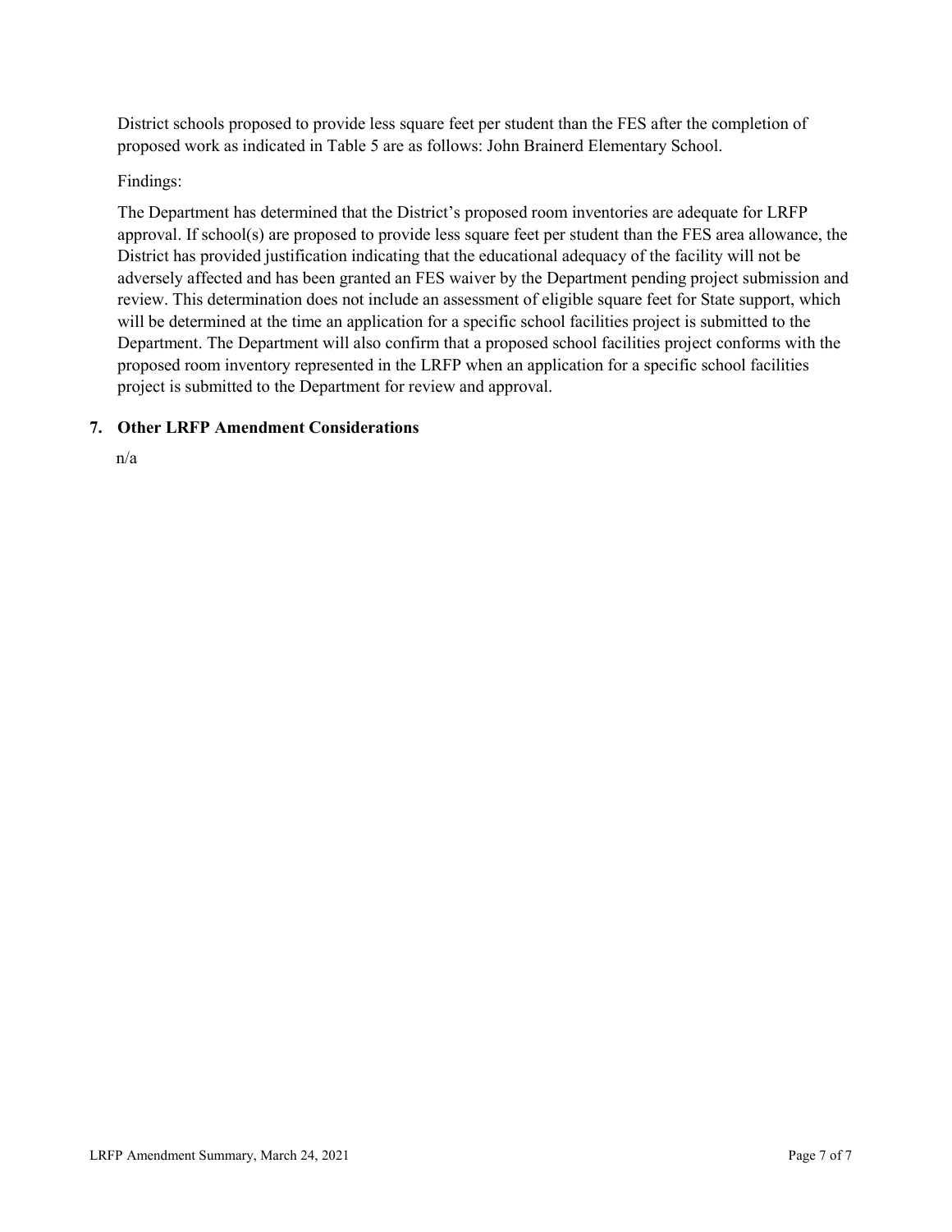District schools proposed to provide less square feet per student than the FES after the completion of proposed work as indicated in Table 5 are as follows: John Brainerd Elementary School.

Findings:

The Department has determined that the District's proposed room inventories are adequate for LRFP approval. If school(s) are proposed to provide less square feet per student than the FES area allowance, the District has provided justification indicating that the educational adequacy of the facility will not be adversely affected and has been granted an FES waiver by the Department pending project submission and review. This determination does not include an assessment of eligible square feet for State support, which will be determined at the time an application for a specific school facilities project is submitted to the Department. The Department will also confirm that a proposed school facilities project conforms with the proposed room inventory represented in the LRFP when an application for a specific school facilities project is submitted to the Department for review and approval.

## 7. Other LRFP Amendment Considerations

n/a